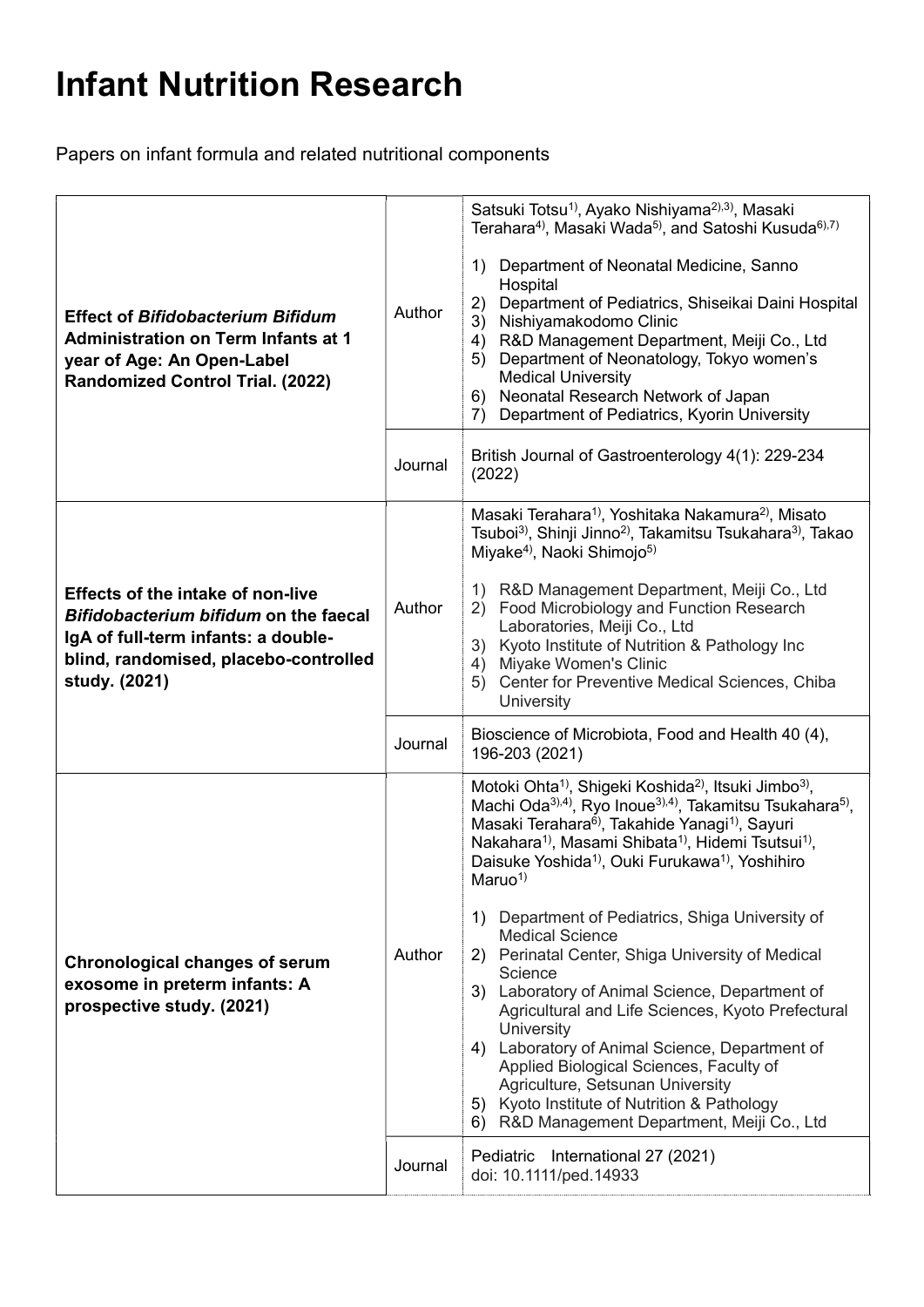# Infant Nutrition Research

Papers on infant formula and related nutritional components

| | | |
|---|---|---|
| **Effect of *Bifidobacterium Bifidum* Administration on Term Infants at 1 year of Age: An Open-Label Randomized Control Trial. (2022)** | Author | Satsuki Totsu[1], Ayako Nishiyama[2),3)], Masaki Terahara[4], Masaki Wada[5], and Satoshi Kusuda[6),7)]<br><br>1) Department of Neonatal Medicine, Sanno Hospital<br>2) Department of Pediatrics, Shiseikai Daini Hospital<br>3) Nishiyamakodomo Clinic<br>4) R&D Management Department, Meiji Co., Ltd<br>5) Department of Neonatology, Tokyo women's Medical University<br>6) Neonatal Research Network of Japan<br>7) Department of Pediatrics, Kyorin University |
| | Journal | British Journal of Gastroenterology 4(1): 229-234 (2022) |
| **Effects of the intake of non-live *Bifidobacterium bifidum* on the faecal IgA of full-term infants: a double-blind, randomised, placebo-controlled study. (2021)** | Author | Masaki Terahara[1], Yoshitaka Nakamura[2], Misato Tsuboi[3], Shinji Jinno[2], Takamitsu Tsukahara[3], Takao Miyake[4], Naoki Shimojo[5]<br><br>1) R&D Management Department, Meiji Co., Ltd<br>2) Food Microbiology and Function Research Laboratories, Meiji Co., Ltd<br>3) Kyoto Institute of Nutrition & Pathology Inc<br>4) Miyake Women's Clinic<br>5) Center for Preventive Medical Sciences, Chiba University |
| | Journal | Bioscience of Microbiota, Food and Health 40 (4), 196-203 (2021) |
| **Chronological changes of serum exosome in preterm infants: A prospective study. (2021)** | Author | Motoki Ohta[1], Shigeki Koshida[2], Itsuki Jimbo[3], Machi Oda[3),4)], Ryo Inoue[3),4)], Takamitsu Tsukahara[5], Masaki Terahara[6], Takahide Yanagi[1], Sayuri Nakahara[1], Masami Shibata[1], Hidemi Tsutsui[1], Daisuke Yoshida[1], Ouki Furukawa[1], Yoshihiro Maruo[1]<br><br>1) Department of Pediatrics, Shiga University of Medical Science<br>2) Perinatal Center, Shiga University of Medical Science<br>3) Laboratory of Animal Science, Department of Agricultural and Life Sciences, Kyoto Prefectural University<br>4) Laboratory of Animal Science, Department of Applied Biological Sciences, Faculty of Agriculture, Setsunan University<br>5) Kyoto Institute of Nutrition & Pathology<br>6) R&D Management Department, Meiji Co., Ltd |
| | Journal | Pediatric International 27 (2021)<br>doi: 10.1111/ped.14933 |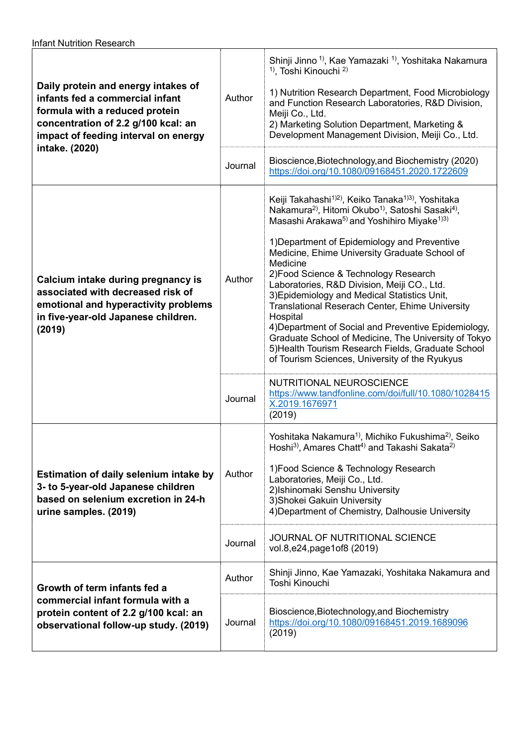Infant Nutrition Research

| | | |
|---|---|---|
| **Daily protein and energy intakes of infants fed a commercial infant formula with a reduced protein concentration of 2.2 g/100 kcal: an impact of feeding interval on energy intake. (2020)** | Author | Shinji Jinno [1)], Kae Yamazaki [1)], Yoshitaka Nakamura [1)], Toshi Kinouchi [2)]<br><br>1) Nutrition Research Department, Food Microbiology and Function Research Laboratories, R&D Division, Meiji Co., Ltd.<br>2) Marketing Solution Department, Marketing & Development Management Division, Meiji Co., Ltd. |
| | Journal | Bioscience,Biotechnology,and Biochemistry (2020)<br>https://doi.org/10.1080/09168451.2020.1722609 |
| **Calcium intake during pregnancy is associated with decreased risk of emotional and hyperactivity problems in five-year-old Japanese children. (2019)** | Author | Keiji Takahashi[1)2)], Keiko Tanaka[1)3)], Yoshitaka Nakamura[2)], Hitomi Okubo[1)], Satoshi Sasaki[4)], Masashi Arakawa[5)] and Yoshihiro Miyake[1)3)]<br><br>1)Department of Epidemiology and Preventive Medicine, Ehime University Graduate School of Medicine<br>2)Food Science & Technology Research Laboratories, R&D Division, Meiji CO., Ltd.<br>3)Epidemiology and Medical Statistics Unit, Translational Reserach Center, Ehime University Hospital<br>4)Department of Social and Preventive Epidemiology, Graduate School of Medicine, The University of Tokyo<br>5)Health Tourism Research Fields, Graduate School of Tourism Sciences, University of the Ryukyus |
| | Journal | NUTRITIONAL NEUROSCIENCE<br>https://www.tandfonline.com/doi/full/10.1080/1028415X.2019.1676971<br>(2019) |
| **Estimation of daily selenium intake by 3- to 5-year-old Japanese children based on selenium excretion in 24-h urine samples. (2019)** | Author | Yoshitaka Nakamura[1)], Michiko Fukushima[2)], Seiko Hoshi[3)], Amares Chatt[4)] and Takashi Sakata[2)]<br><br>1)Food Science & Technology Research Laboratories, Meiji Co., Ltd.<br>2)Ishinomaki Senshu University<br>3)Shokei Gakuin University<br>4)Department of Chemistry, Dalhousie University |
| | Journal | JOURNAL OF NUTRITIONAL SCIENCE<br>vol.8,e24,page1of8 (2019) |
| **Growth of term infants fed a commercial infant formula with a protein content of 2.2 g/100 kcal: an observational follow-up study. (2019)** | Author | Shinji Jinno, Kae Yamazaki, Yoshitaka Nakamura and Toshi Kinouchi |
| | Journal | Bioscience,Biotechnology,and Biochemistry<br>https://doi.org/10.1080/09168451.2019.1689096<br>(2019) |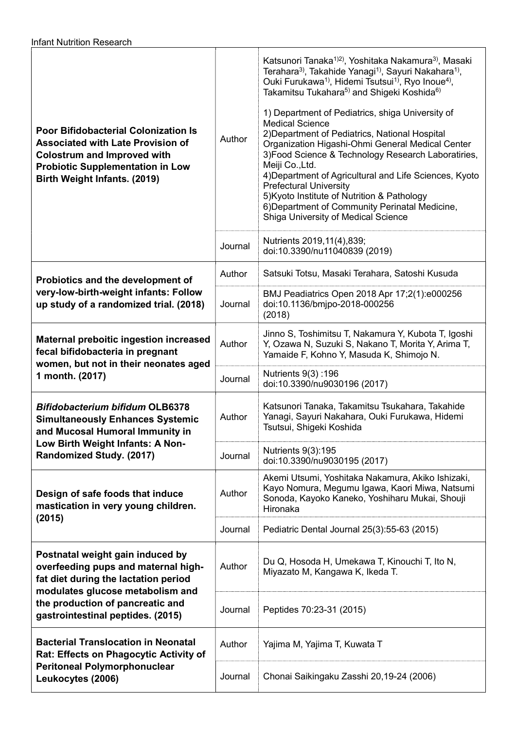Infant Nutrition Research

| Title | | |
|---|---|---|
| **Poor Bifidobacterial Colonization Is Associated with Late Provision of Colostrum and Improved with Probiotic Supplementation in Low Birth Weight Infants. (2019)** | Author | Katsunori Tanaka[1)2)], Yoshitaka Nakamura[3)], Masaki Terahara[3)], Takahide Yanagi[1)], Sayuri Nakahara[1)], Ouki Furukawa[1)], Hidemi Tsutsui[1)], Ryo Inoue[4)], Takamitsu Tukahara[5)] and Shigeki Koshida[6)]<br><br>1) Department of Pediatrics, shiga University of Medical Science<br>2)Department of Pediatrics, National Hospital Organization Higashi-Ohmi General Medical Center<br>3)Food Science & Technology Research Laboratiries, Meiji Co.,Ltd.<br>4)Department of Agricultural and Life Sciences, Kyoto Prefectural University<br>5)Kyoto Institute of Nutrition & Pathology<br>6)Department of Community Perinatal Medicine, Shiga University of Medical Science |
| | Journal | Nutrients 2019,11(4),839; doi:10.3390/nu11040839 (2019) |
| **Probiotics and the development of very-low-birth-weight infants: Follow up study of a randomized trial. (2018)** | Author | Satsuki Totsu, Masaki Terahara, Satoshi Kusuda |
| | Journal | BMJ Peadiatrics Open 2018 Apr 17;2(1):e000256 doi:10.1136/bmjpo-2018-000256 (2018) |
| **Maternal preboitic ingestion increased fecal bifidobacteria in pregnant women, but not in their neonates aged 1 month. (2017)** | Author | Jinno S, Toshimitsu T, Nakamura Y, Kubota T, Igoshi Y, Ozawa N, Suzuki S, Nakano T, Morita Y, Arima T, Yamaide F, Kohno Y, Masuda K, Shimojo N. |
| | Journal | Nutrients 9(3) :196 doi:10.3390/nu9030196 (2017) |
| ***Bifidobacterium bifidum* OLB6378 Simultaneously Enhances Systemic and Mucosal Humoral Immunity in Low Birth Weight Infants: A Non-Randomized Study. (2017)** | Author | Katsunori Tanaka, Takamitsu Tsukahara, Takahide Yanagi, Sayuri Nakahara, Ouki Furukawa, Hidemi Tsutsui, Shigeki Koshida |
| | Journal | Nutrients 9(3):195 doi:10.3390/nu9030195 (2017) |
| **Design of safe foods that induce mastication in very young children. (2015)** | Author | Akemi Utsumi, Yoshitaka Nakamura, Akiko Ishizaki, Kayo Nomura, Megumu Igawa, Kaori Miwa, Natsumi Sonoda, Kayoko Kaneko, Yoshiharu Mukai, Shouji Hironaka |
| | Journal | Pediatric Dental Journal 25(3):55-63 (2015) |
| **Postnatal weight gain induced by overfeeding pups and maternal high-fat diet during the lactation period modulates glucose metabolism and the production of pancreatic and gastrointestinal peptides. (2015)** | Author | Du Q, Hosoda H, Umekawa T, Kinouchi T, Ito N, Miyazato M, Kangawa K, Ikeda T. |
| | Journal | Peptides 70:23-31 (2015) |
| **Bacterial Translocation in Neonatal Rat: Effects on Phagocytic Activity of Peritoneal Polymorphonuclear Leukocytes (2006)** | Author | Yajima M, Yajima T, Kuwata T |
| | Journal | Chonai Saikingaku Zasshi 20,19-24 (2006) |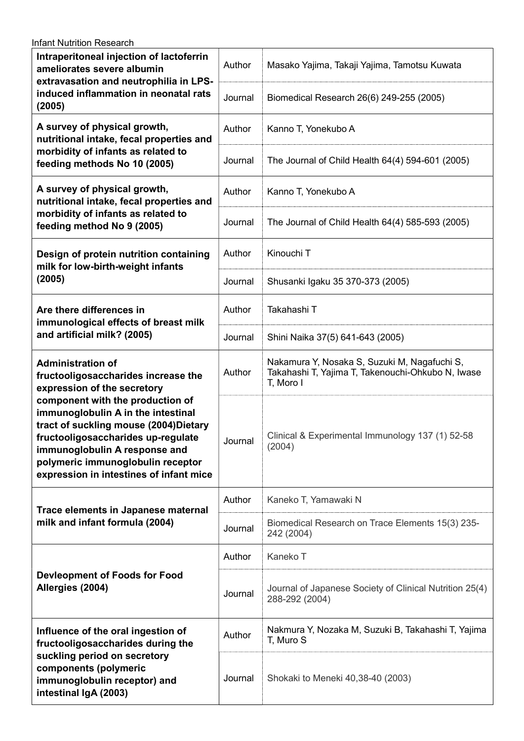Infant Nutrition Research

| | | |
|---|---|---|
| **Intraperitoneal injection of lactoferrin ameliorates severe albumin extravasation and neutrophilia in LPS-induced inflammation in neonatal rats (2005)** | Author | Masako Yajima, Takaji Yajima, Tamotsu Kuwata |
| | Journal | Biomedical Research 26(6) 249-255 (2005) |
| **A survey of physical growth, nutritional intake, fecal properties and morbidity of infants as related to feeding methods No 10 (2005)** | Author | Kanno T, Yonekubo A |
| | Journal | The Journal of Child Health 64(4) 594-601 (2005) |
| **A survey of physical growth, nutritional intake, fecal properties and morbidity of infants as related to feeding method No 9 (2005)** | Author | Kanno T, Yonekubo A |
| | Journal | The Journal of Child Health 64(4) 585-593 (2005) |
| **Design of protein nutrition containing milk for low-birth-weight infants (2005)** | Author | Kinouchi T |
| | Journal | Shusanki Igaku 35 370-373 (2005) |
| **Are there differences in immunological effects of breast milk and artificial milk? (2005)** | Author | Takahashi T |
| | Journal | Shini Naika 37(5) 641-643 (2005) |
| **Administration of fructooligosaccharides increase the expression of the secretory component with the production of immunoglobulin A in the intestinal tract of suckling mouse (2004)Dietary fructooligosaccharides up-regulate immunoglobulin A response and polymeric immunoglobulin receptor expression in intestines of infant mice** | Author | Nakamura Y, Nosaka S, Suzuki M, Nagafuchi S, Takahashi T, Yajima T, Takenouchi-Ohkubo N, Iwase T, Moro I |
| | Journal | Clinical & Experimental Immunology 137 (1) 52-58 (2004) |
| **Trace elements in Japanese maternal milk and infant formula (2004)** | Author | Kaneko T, Yamawaki N |
| | Journal | Biomedical Research on Trace Elements 15(3) 235-242 (2004) |
| **Devleopment of Foods for Food Allergies (2004)** | Author | Kaneko T |
| | Journal | Journal of Japanese Society of Clinical Nutrition 25(4) 288-292 (2004) |
| **Influence of the oral ingestion of fructooligosaccharides during the suckling period on secretory components (polymeric immunoglobulin receptor) and intestinal IgA (2003)** | Author | Nakmura Y, Nozaka M, Suzuki B, Takahashi T, Yajima T, Muro S |
| | Journal | Shokaki to Meneki 40,38-40 (2003) |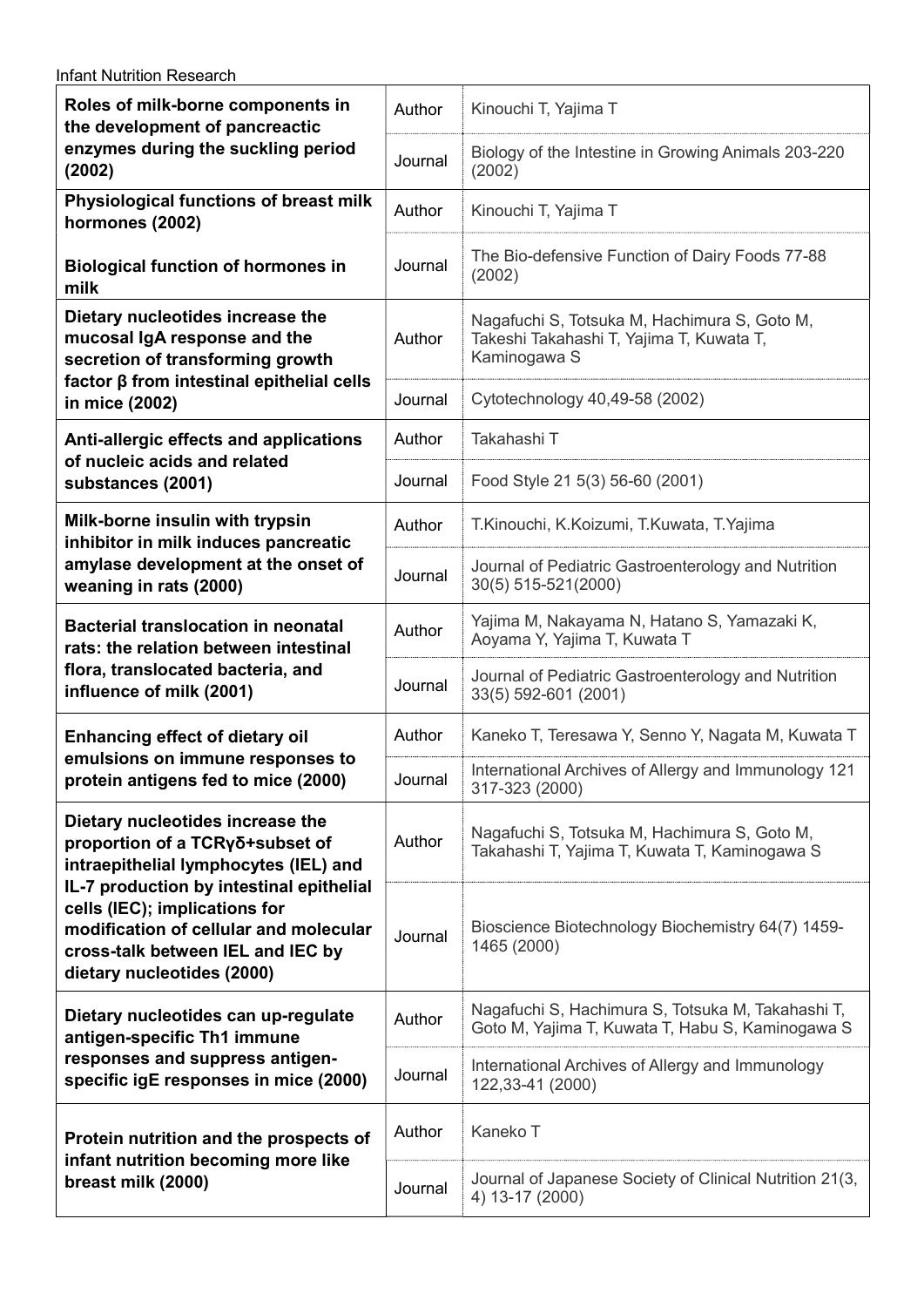Infant Nutrition Research

| | | |
|---|---|---|
| **Roles of milk-borne components in the development of pancreactic enzymes during the suckling period (2002)** | Author | Kinouchi T, Yajima T |
| | Journal | Biology of the Intestine in Growing Animals 203-220 (2002) |
| **Physiological functions of breast milk hormones (2002)**<br><br>**Biological function of hormones in milk** | Author | Kinouchi T, Yajima T |
| | Journal | The Bio-defensive Function of Dairy Foods 77-88 (2002) |
| **Dietary nucleotides increase the mucosal IgA response and the secretion of transforming growth factor β from intestinal epithelial cells in mice (2002)** | Author | Nagafuchi S, Totsuka M, Hachimura S, Goto M, Takeshi Takahashi T, Yajima T, Kuwata T, Kaminogawa S |
| | Journal | Cytotechnology 40,49-58 (2002) |
| **Anti-allergic effects and applications of nucleic acids and related substances (2001)** | Author | Takahashi T |
| | Journal | Food Style 21 5(3) 56-60 (2001) |
| **Milk-borne insulin with trypsin inhibitor in milk induces pancreatic amylase development at the onset of weaning in rats (2000)** | Author | T.Kinouchi, K.Koizumi, T.Kuwata, T.Yajima |
| | Journal | Journal of Pediatric Gastroenterology and Nutrition 30(5) 515-521(2000) |
| **Bacterial translocation in neonatal rats: the relation between intestinal flora, translocated bacteria, and influence of milk (2001)** | Author | Yajima M, Nakayama N, Hatano S, Yamazaki K, Aoyama Y, Yajima T, Kuwata T |
| | Journal | Journal of Pediatric Gastroenterology and Nutrition 33(5) 592-601 (2001) |
| **Enhancing effect of dietary oil emulsions on immune responses to protein antigens fed to mice (2000)** | Author | Kaneko T, Teresawa Y, Senno Y, Nagata M, Kuwata T |
| | Journal | International Archives of Allergy and Immunology 121 317-323 (2000) |
| **Dietary nucleotides increase the proportion of a TCRγδ+subset of intraepithelial lymphocytes (IEL) and IL-7 production by intestinal epithelial cells (IEC); implications for modification of cellular and molecular cross-talk between IEL and IEC by dietary nucleotides (2000)** | Author | Nagafuchi S, Totsuka M, Hachimura S, Goto M, Takahashi T, Yajima T, Kuwata T, Kaminogawa S |
| | Journal | Bioscience Biotechnology Biochemistry 64(7) 1459-1465 (2000) |
| **Dietary nucleotides can up-regulate antigen-specific Th1 immune responses and suppress antigen-specific igE responses in mice (2000)** | Author | Nagafuchi S, Hachimura S, Totsuka M, Takahashi T, Goto M, Yajima T, Kuwata T, Habu S, Kaminogawa S |
| | Journal | International Archives of Allergy and Immunology 122,33-41 (2000) |
| **Protein nutrition and the prospects of infant nutrition becoming more like breast milk (2000)** | Author | Kaneko T |
| | Journal | Journal of Japanese Society of Clinical Nutrition 21(3, 4) 13-17 (2000) |